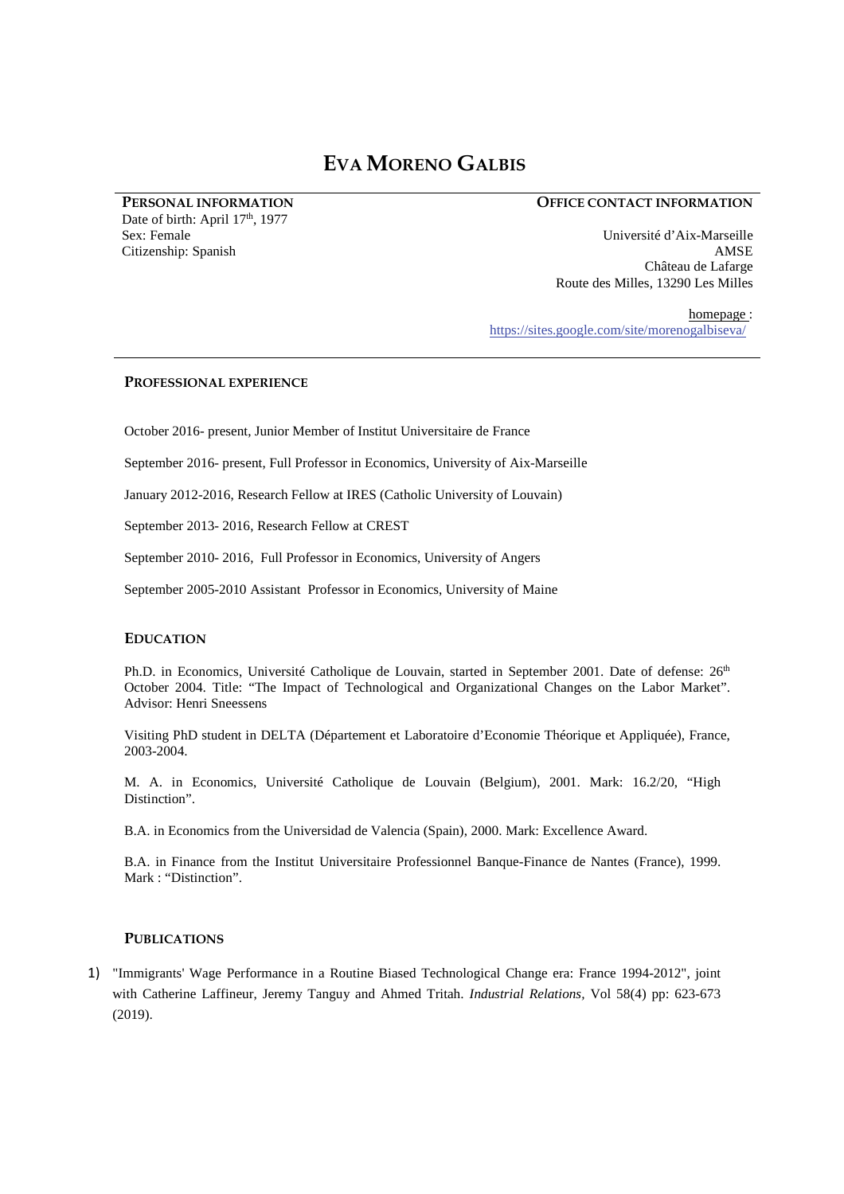# EVA MORENO GALBIS

**PERSONAL INFORMATION**

Date of birth: April 17th, 1977
Sex: Female
Citizenship: Spanish

**OFFICE CONTACT INFORMATION**

Université d'Aix-Marseille
AMSE
Château de Lafarge
Route des Milles, 13290 Les Milles

homepage : https://sites.google.com/site/morenogalbiseva/

## PROFESSIONAL EXPERIENCE

October 2016- present, Junior Member of Institut Universitaire de France

September 2016- present, Full Professor in Economics, University of Aix-Marseille

January 2012-2016, Research Fellow at IRES (Catholic University of Louvain)

September 2013- 2016, Research Fellow at CREST

September 2010- 2016, Full Professor in Economics, University of Angers

September 2005-2010 Assistant Professor in Economics, University of Maine

## EDUCATION

Ph.D. in Economics, Université Catholique de Louvain, started in September 2001. Date of defense: 26th October 2004. Title: "The Impact of Technological and Organizational Changes on the Labor Market". Advisor: Henri Sneessens

Visiting PhD student in DELTA (Département et Laboratoire d'Economie Théorique et Appliquée), France, 2003-2004.

M. A. in Economics, Université Catholique de Louvain (Belgium), 2001. Mark: 16.2/20, "High Distinction".

B.A. in Economics from the Universidad de Valencia (Spain), 2000. Mark: Excellence Award.

B.A. in Finance from the Institut Universitaire Professionnel Banque-Finance de Nantes (France), 1999. Mark : "Distinction".

## PUBLICATIONS

1) "Immigrants' Wage Performance in a Routine Biased Technological Change era: France 1994-2012", joint with Catherine Laffineur, Jeremy Tanguy and Ahmed Tritah. *Industrial Relations*, Vol 58(4) pp: 623-673 (2019).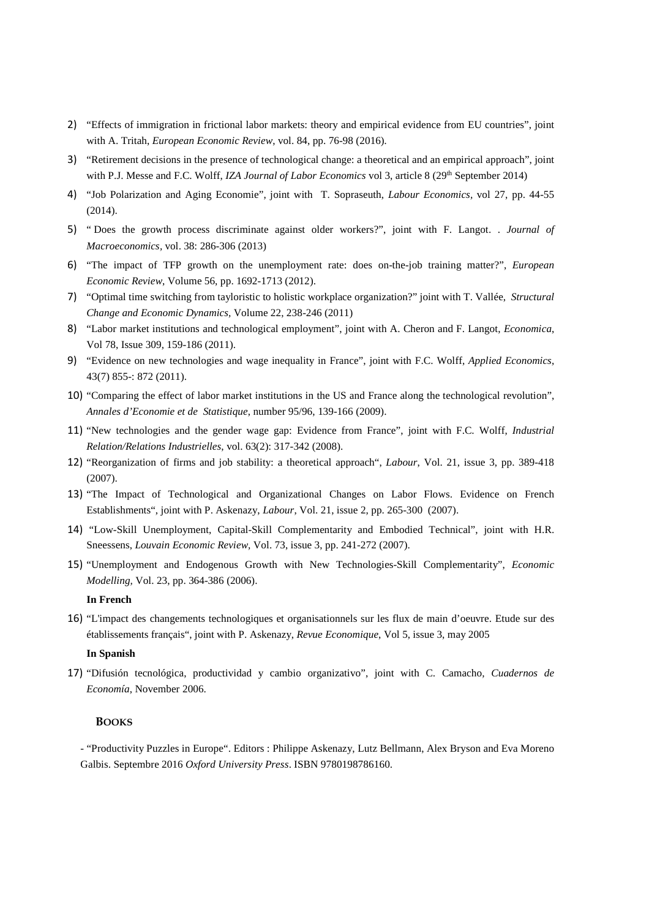2) "Effects of immigration in frictional labor markets: theory and empirical evidence from EU countries", joint with A. Tritah, *European Economic Review*, vol. 84, pp. 76-98 (2016).

3) "Retirement decisions in the presence of technological change: a theoretical and an empirical approach", joint with P.J. Messe and F.C. Wolff, *IZA Journal of Labor Economics* vol 3, article 8 (29th September 2014)

4) "Job Polarization and Aging Economie", joint with T. Sopraseuth, *Labour Economics*, vol 27, pp. 44-55 (2014).

5) " Does the growth process discriminate against older workers?", joint with F. Langot. . *Journal of Macroeconomics*, vol. 38: 286-306 (2013)

6) "The impact of TFP growth on the unemployment rate: does on-the-job training matter?", *European Economic Review*, Volume 56, pp. 1692-1713 (2012).

7) "Optimal time switching from tayloristic to holistic workplace organization?" joint with T. Vallée, *Structural Change and Economic Dynamics*, Volume 22, 238-246 (2011)

8) "Labor market institutions and technological employment", joint with A. Cheron and F. Langot, *Economica*, Vol 78, Issue 309, 159-186 (2011).

9) "Evidence on new technologies and wage inequality in France", joint with F.C. Wolff, *Applied Economics*, 43(7) 855-: 872 (2011).

10) "Comparing the effect of labor market institutions in the US and France along the technological revolution", *Annales d'Economie et de Statistique*, number 95/96, 139-166 (2009).

11) "New technologies and the gender wage gap: Evidence from France", joint with F.C. Wolff, *Industrial Relation/Relations Industrielles*, vol. 63(2): 317-342 (2008).

12) "Reorganization of firms and job stability: a theoretical approach", *Labour*, Vol. 21, issue 3, pp. 389-418 (2007).

13) "The Impact of Technological and Organizational Changes on Labor Flows. Evidence on French Establishments", joint with P. Askenazy, *Labour*, Vol. 21, issue 2, pp. 265-300 (2007).

14) "Low-Skill Unemployment, Capital-Skill Complementarity and Embodied Technical", joint with H.R. Sneessens, *Louvain Economic Review*, Vol. 73, issue 3, pp. 241-272 (2007).

15) "Unemployment and Endogenous Growth with New Technologies-Skill Complementarity", *Economic Modelling*, Vol. 23, pp. 364-386 (2006).

**In French**

16) "L'impact des changements technologiques et organisationnels sur les flux de main d'oeuvre. Etude sur des établissements français", joint with P. Askenazy, *Revue Economique*, Vol 5, issue 3, may 2005

**In Spanish**

17) "Difusión tecnológica, productividad y cambio organizativo", joint with C. Camacho, *Cuadernos de Economía*, November 2006.

## BOOKS

- "Productivity Puzzles in Europe". Editors : Philippe Askenazy, Lutz Bellmann, Alex Bryson and Eva Moreno Galbis. Septembre 2016 *Oxford University Press*. ISBN 9780198786160.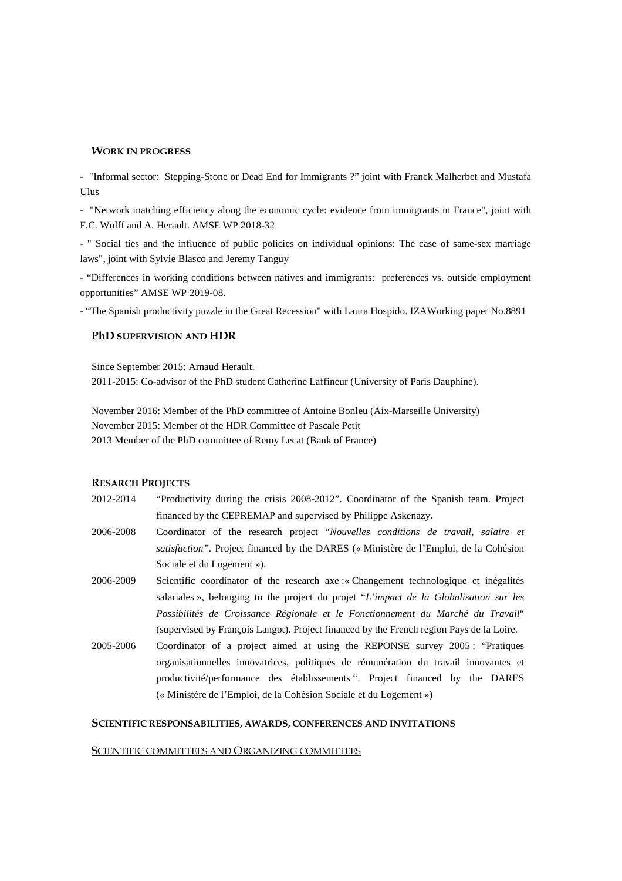## WORK IN PROGRESS

- "Informal sector: Stepping-Stone or Dead End for Immigrants ?" joint with Franck Malherbet and Mustafa Ulus

- "Network matching efficiency along the economic cycle: evidence from immigrants in France", joint with F.C. Wolff and A. Herault. AMSE WP 2018-32

- " Social ties and the influence of public policies on individual opinions: The case of same-sex marriage laws", joint with Sylvie Blasco and Jeremy Tanguy

- "Differences in working conditions between natives and immigrants: preferences vs. outside employment opportunities" AMSE WP 2019-08.

- "The Spanish productivity puzzle in the Great Recession" with Laura Hospido. IZAWorking paper No.8891

## PhD SUPERVISION AND HDR

Since September 2015: Arnaud Herault.
2011-2015: Co-advisor of the PhD student Catherine Laffineur (University of Paris Dauphine).

November 2016: Member of the PhD committee of Antoine Bonleu (Aix-Marseille University)
November 2015: Member of the HDR Committee of Pascale Petit
2013 Member of the PhD committee of Remy Lecat (Bank of France)

## RESEARCH PROJECTS

2012-2014 "Productivity during the crisis 2008-2012". Coordinator of the Spanish team. Project financed by the CEPREMAP and supervised by Philippe Askenazy.

2006-2008 Coordinator of the research project "*Nouvelles conditions de travail, salaire et satisfaction*". Project financed by the DARES (« Ministère de l'Emploi, de la Cohésion Sociale et du Logement »).

2006-2009 Scientific coordinator of the research axe :« Changement technologique et inégalités salariales », belonging to the project du projet "*L'impact de la Globalisation sur les Possibilités de Croissance Régionale et le Fonctionnement du Marché du Travail*" (supervised by François Langot). Project financed by the French region Pays de la Loire.

2005-2006 Coordinator of a project aimed at using the REPONSE survey 2005 : "Pratiques organisationnelles innovatrices, politiques de rémunération du travail innovantes et productivité/performance des établissements ". Project financed by the DARES (« Ministère de l'Emploi, de la Cohésion Sociale et du Logement »)

## SCIENTIFIC RESPONSABILITIES, AWARDS, CONFERENCES AND INVITATIONS

### SCIENTIFIC COMMITTEES AND ORGANIZING COMMITTEES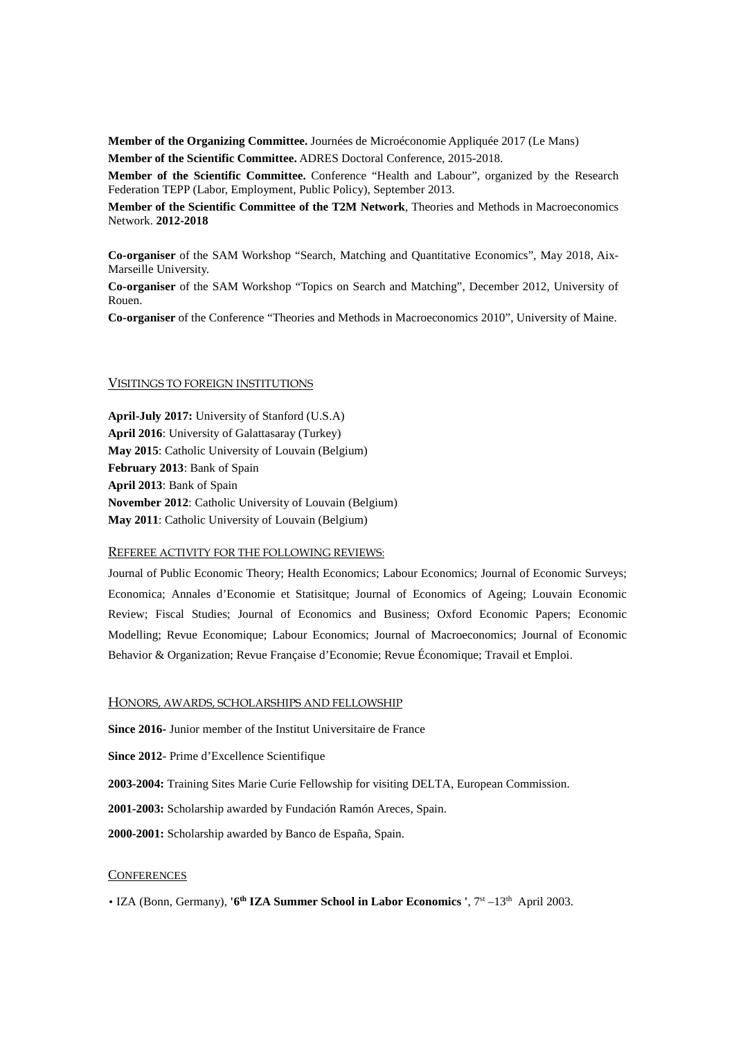**Member of the Organizing Committee.** Journées de Microéconomie Appliquée 2017 (Le Mans)

**Member of the Scientific Committee.** ADRES Doctoral Conference, 2015-2018.

**Member of the Scientific Committee.** Conference "Health and Labour", organized by the Research Federation TEPP (Labor, Employment, Public Policy), September 2013.

**Member of the Scientific Committee of the T2M Network**, Theories and Methods in Macroeconomics Network. **2012-2018**

**Co-organiser** of the SAM Workshop "Search, Matching and Quantitative Economics", May 2018, Aix-Marseille University.

**Co-organiser** of the SAM Workshop "Topics on Search and Matching", December 2012, University of Rouen.

**Co-organiser** of the Conference "Theories and Methods in Macroeconomics 2010", University of Maine.

## VISITINGS TO FOREIGN INSTITUTIONS

**April-July 2017:** University of Stanford (U.S.A)
**April 2016**: University of Galattasaray (Turkey)
**May 2015**: Catholic University of Louvain (Belgium)
**February 2013**: Bank of Spain
**April 2013**: Bank of Spain
**November 2012**: Catholic University of Louvain (Belgium)
**May 2011**: Catholic University of Louvain (Belgium)

## REFEREE ACTIVITY FOR THE FOLLOWING REVIEWS:

Journal of Public Economic Theory; Health Economics; Labour Economics; Journal of Economic Surveys; Economica; Annales d'Economie et Statisitque; Journal of Economics of Ageing; Louvain Economic Review; Fiscal Studies; Journal of Economics and Business; Oxford Economic Papers; Economic Modelling; Revue Economique; Labour Economics; Journal of Macroeconomics; Journal of Economic Behavior & Organization; Revue Française d'Economie; Revue Économique; Travail et Emploi.

## HONORS, AWARDS, SCHOLARSHIPS AND FELLOWSHIP

**Since 2016-** Junior member of the Institut Universitaire de France

**Since 2012**- Prime d'Excellence Scientifique

**2003-2004:** Training Sites Marie Curie Fellowship for visiting DELTA, European Commission.

**2001-2003:** Scholarship awarded by Fundación Ramón Areces, Spain.

**2000-2001:** Scholarship awarded by Banco de España, Spain.

## CONFERENCES

- IZA (Bonn, Germany), **'6th IZA Summer School in Labor Economics '**, 7st –13th April 2003.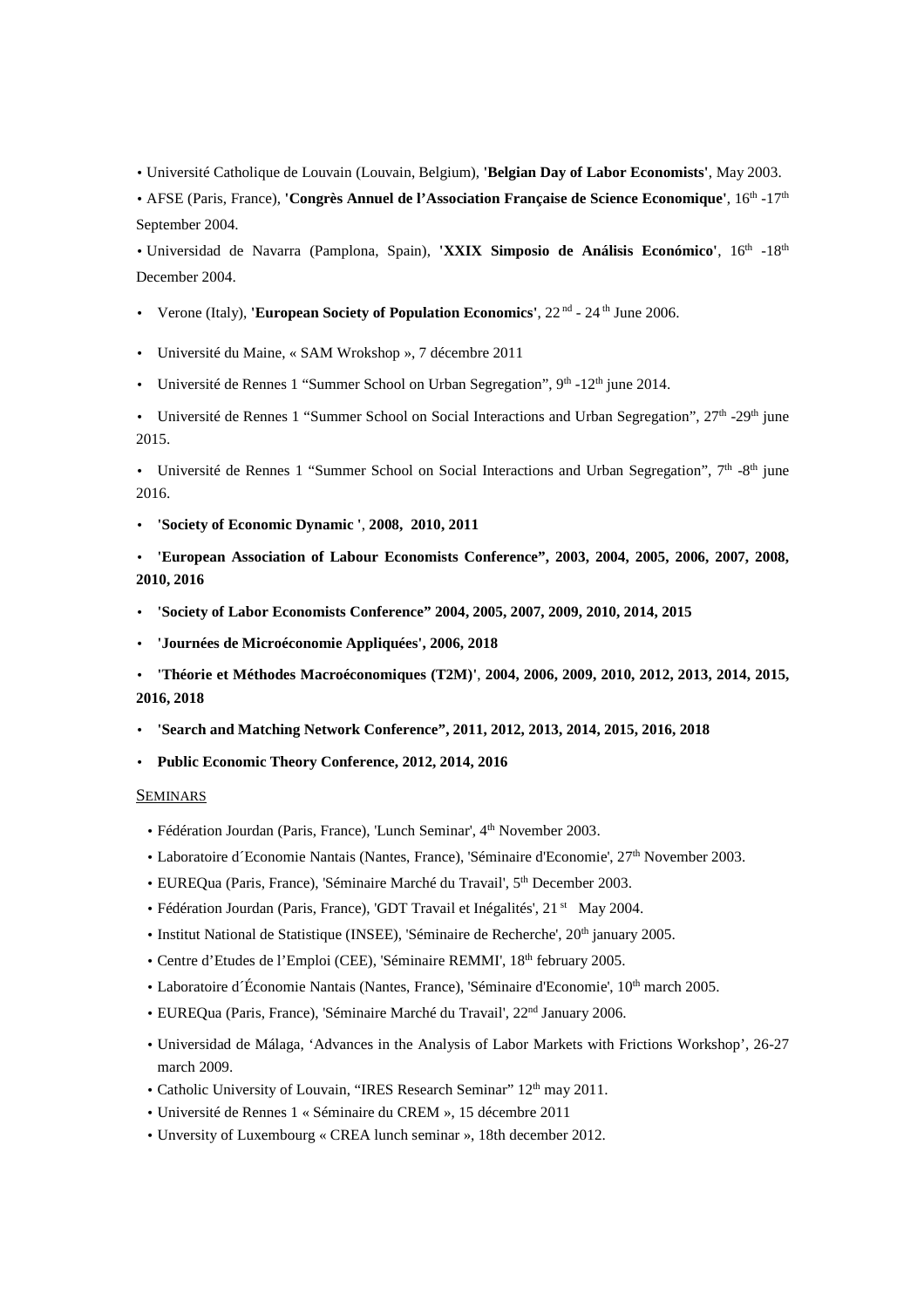- Université Catholique de Louvain (Louvain, Belgium), **'Belgian Day of Labor Economists'**, May 2003.
- AFSE (Paris, France), **'Congrès Annuel de l'Association Française de Science Economique'**, 16th -17th September 2004.
- Universidad de Navarra (Pamplona, Spain), **'XXIX Simposio de Análisis Económico'**, 16th -18th December 2004.
- Verone (Italy), **'European Society of Population Economics'**, 22 nd - 24 th June 2006.
- Université du Maine, « SAM Wrokshop », 7 décembre 2011
- Université de Rennes 1 "Summer School on Urban Segregation", 9th -12th june 2014.
- Université de Rennes 1 "Summer School on Social Interactions and Urban Segregation", 27th -29th june 2015.
- Université de Rennes 1 "Summer School on Social Interactions and Urban Segregation", 7th -8th june 2016.
- **'Society of Economic Dynamic '**, **2008, 2010, 2011**
- **'European Association of Labour Economists Conference", 2003, 2004, 2005, 2006, 2007, 2008, 2010, 2016**
- **'Society of Labor Economists Conference" 2004, 2005, 2007, 2009, 2010, 2014, 2015**
- **'Journées de Microéconomie Appliquées', 2006, 2018**
- **'Théorie et Méthodes Macroéconomiques (T2M)'**, **2004, 2006, 2009, 2010, 2012, 2013, 2014, 2015, 2016, 2018**
- **'Search and Matching Network Conference", 2011, 2012, 2013, 2014, 2015, 2016, 2018**
- **Public Economic Theory Conference, 2012, 2014, 2016**

SEMINARS

- Fédération Jourdan (Paris, France), 'Lunch Seminar', 4th November 2003.
- Laboratoire d´Economie Nantais (Nantes, France), 'Séminaire d'Economie', 27th November 2003.
- EUREQua (Paris, France), 'Séminaire Marché du Travail', 5th December 2003.
- Fédération Jourdan (Paris, France), 'GDT Travail et Inégalités', 21 st May 2004.
- Institut National de Statistique (INSEE), 'Séminaire de Recherche', 20th january 2005.
- Centre d'Etudes de l'Emploi (CEE), 'Séminaire REMMI', 18th february 2005.
- Laboratoire d´Économie Nantais (Nantes, France), 'Séminaire d'Economie', 10th march 2005.
- EUREQua (Paris, France), 'Séminaire Marché du Travail', 22nd January 2006.
- Universidad de Málaga, 'Advances in the Analysis of Labor Markets with Frictions Workshop', 26-27 march 2009.
- Catholic University of Louvain, "IRES Research Seminar" 12th may 2011.
- Université de Rennes 1 « Séminaire du CREM », 15 décembre 2011
- Unversity of Luxembourg « CREA lunch seminar », 18th december 2012.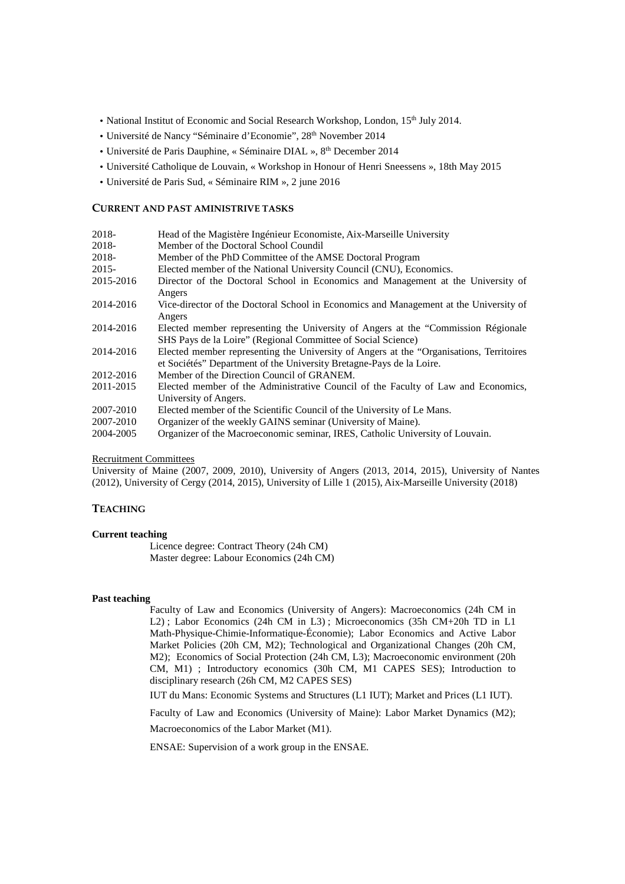- National Institut of Economic and Social Research Workshop, London, 15th July 2014.
- Université de Nancy "Séminaire d'Economie", 28th November 2014
- Université de Paris Dauphine, « Séminaire DIAL », 8th December 2014
- Université Catholique de Louvain, « Workshop in Honour of Henri Sneessens », 18th May 2015
- Université de Paris Sud, « Séminaire RIM », 2 june 2016

## CURRENT AND PAST AMINISTRIVE TASKS

| | |
|---|---|
| 2018- | Head of the Magistère Ingénieur Economiste, Aix-Marseille University |
| 2018- | Member of the Doctoral School Coundil |
| 2018- | Member of the PhD Committee of the AMSE Doctoral Program |
| 2015- | Elected member of the National University Council (CNU), Economics. |
| 2015-2016 | Director of the Doctoral School in Economics and Management at the University of Angers |
| 2014-2016 | Vice-director of the Doctoral School in Economics and Management at the University of Angers |
| 2014-2016 | Elected member representing the University of Angers at the "Commission Régionale SHS Pays de la Loire" (Regional Committee of Social Science) |
| 2014-2016 | Elected member representing the University of Angers at the "Organisations, Territoires et Sociétés" Department of the University Bretagne-Pays de la Loire. |
| 2012-2016 | Member of the Direction Council of GRANEM. |
| 2011-2015 | Elected member of the Administrative Council of the Faculty of Law and Economics, University of Angers. |
| 2007-2010 | Elected member of the Scientific Council of the University of Le Mans. |
| 2007-2010 | Organizer of the weekly GAINS seminar (University of Maine). |
| 2004-2005 | Organizer of the Macroeconomic seminar, IRES, Catholic University of Louvain. |

Recruitment Committees

University of Maine (2007, 2009, 2010), University of Angers (2013, 2014, 2015), University of Nantes (2012), University of Cergy (2014, 2015), University of Lille 1 (2015), Aix-Marseille University (2018)

## TEACHING

**Current teaching**

Licence degree: Contract Theory (24h CM)
Master degree: Labour Economics (24h CM)

**Past teaching**

Faculty of Law and Economics (University of Angers): Macroeconomics (24h CM in L2) ; Labor Economics (24h CM in L3) ; Microeconomics (35h CM+20h TD in L1 Math-Physique-Chimie-Informatique-Économie); Labor Economics and Active Labor Market Policies (20h CM, M2); Technological and Organizational Changes (20h CM, M2); Economics of Social Protection (24h CM, L3); Macroeconomic environment (20h CM, M1) ; Introductory economics (30h CM, M1 CAPES SES); Introduction to disciplinary research (26h CM, M2 CAPES SES)

IUT du Mans: Economic Systems and Structures (L1 IUT); Market and Prices (L1 IUT).

Faculty of Law and Economics (University of Maine): Labor Market Dynamics (M2);

Macroeconomics of the Labor Market (M1).

ENSAE: Supervision of a work group in the ENSAE.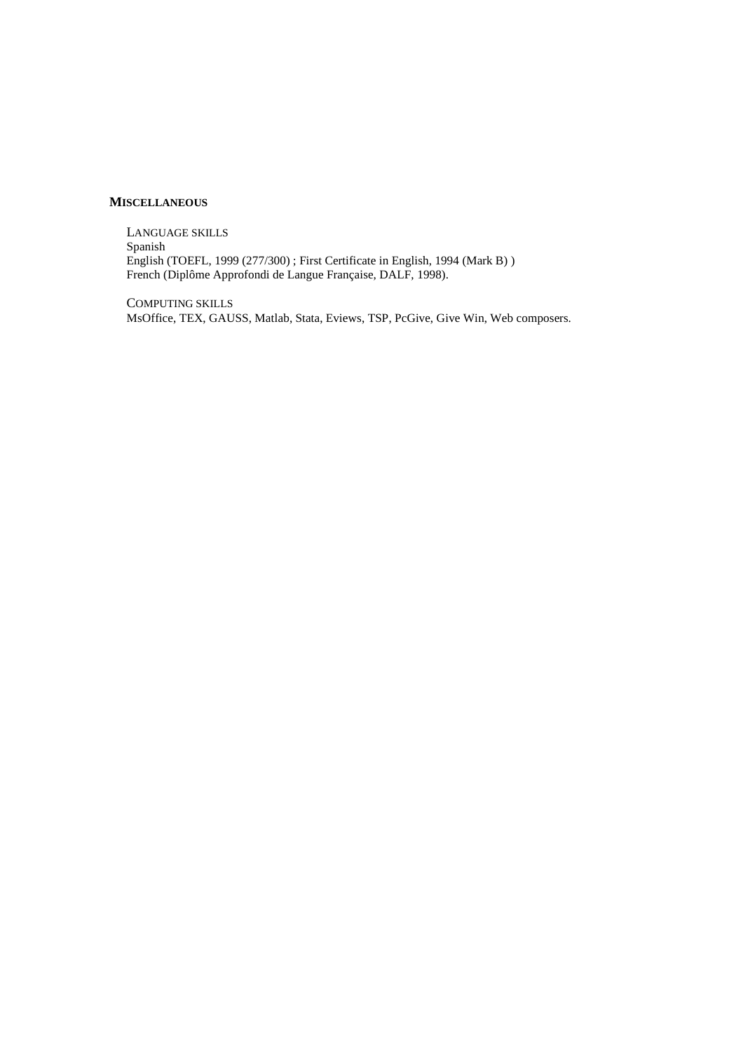## MISCELLANEOUS

LANGUAGE SKILLS
Spanish
English (TOEFL, 1999 (277/300) ; First Certificate in English, 1994 (Mark B) )
French (Diplôme Approfondi de Langue Française, DALF, 1998).

COMPUTING SKILLS
MsOffice, TEX, GAUSS, Matlab, Stata, Eviews, TSP, PcGive, Give Win, Web composers.